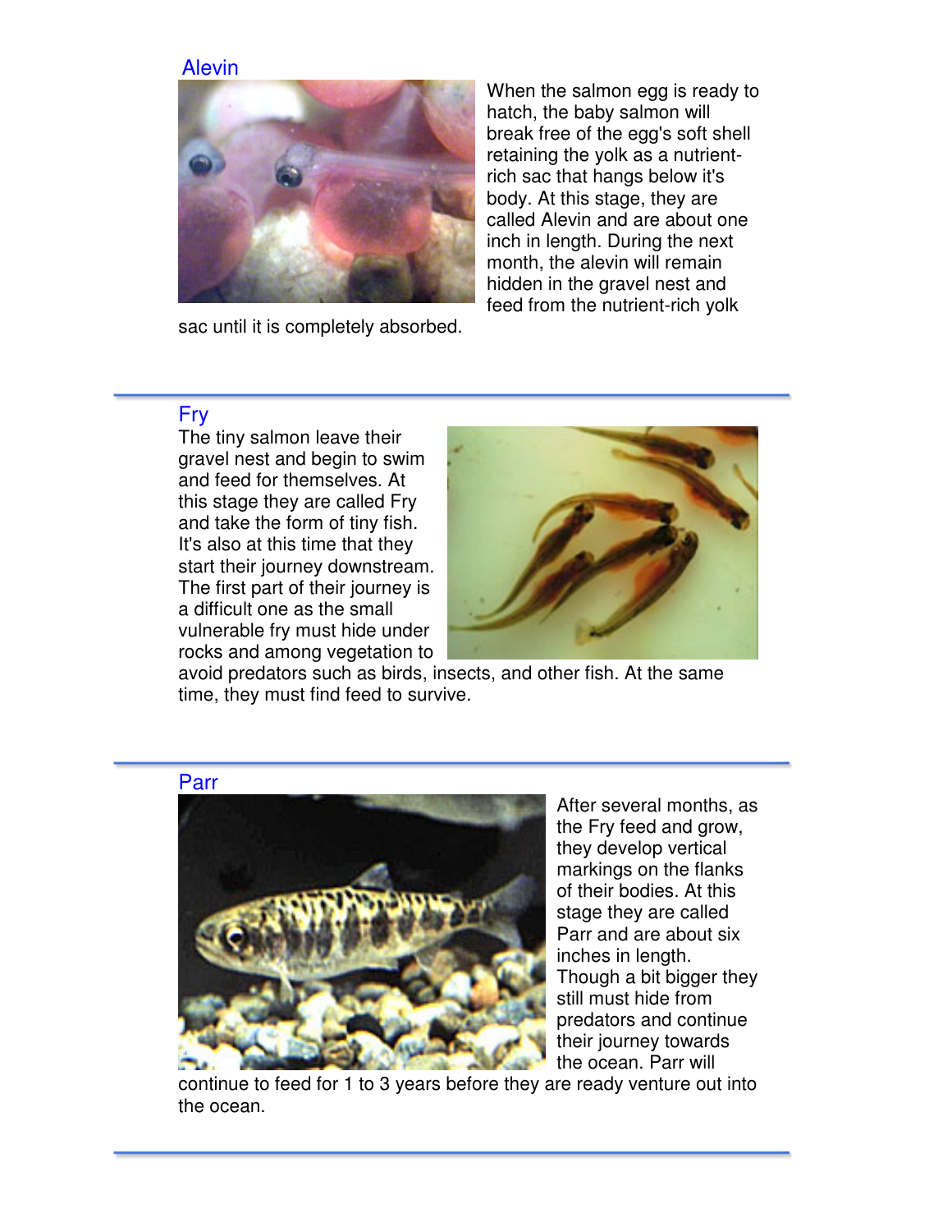## Alevin

When the salmon egg is ready to hatch, the baby salmon will break free of the egg's soft shell retaining the yolk as a nutrient-rich sac that hangs below it's body. At this stage, they are called Alevin and are about one inch in length. During the next month, the alevin will remain hidden in the gravel nest and feed from the nutrient-rich yolk sac until it is completely absorbed.

---

## Fry

The tiny salmon leave their gravel nest and begin to swim and feed for themselves. At this stage they are called Fry and take the form of tiny fish. It's also at this time that they start their journey downstream. The first part of their journey is a difficult one as the small vulnerable fry must hide under rocks and among vegetation to avoid predators such as birds, insects, and other fish. At the same time, they must find feed to survive.

---

## Parr

After several months, as the Fry feed and grow, they develop vertical markings on the flanks of their bodies. At this stage they are called Parr and are about six inches in length. Though a bit bigger they still must hide from predators and continue their journey towards the ocean. Parr will continue to feed for 1 to 3 years before they are ready venture out into the ocean.

---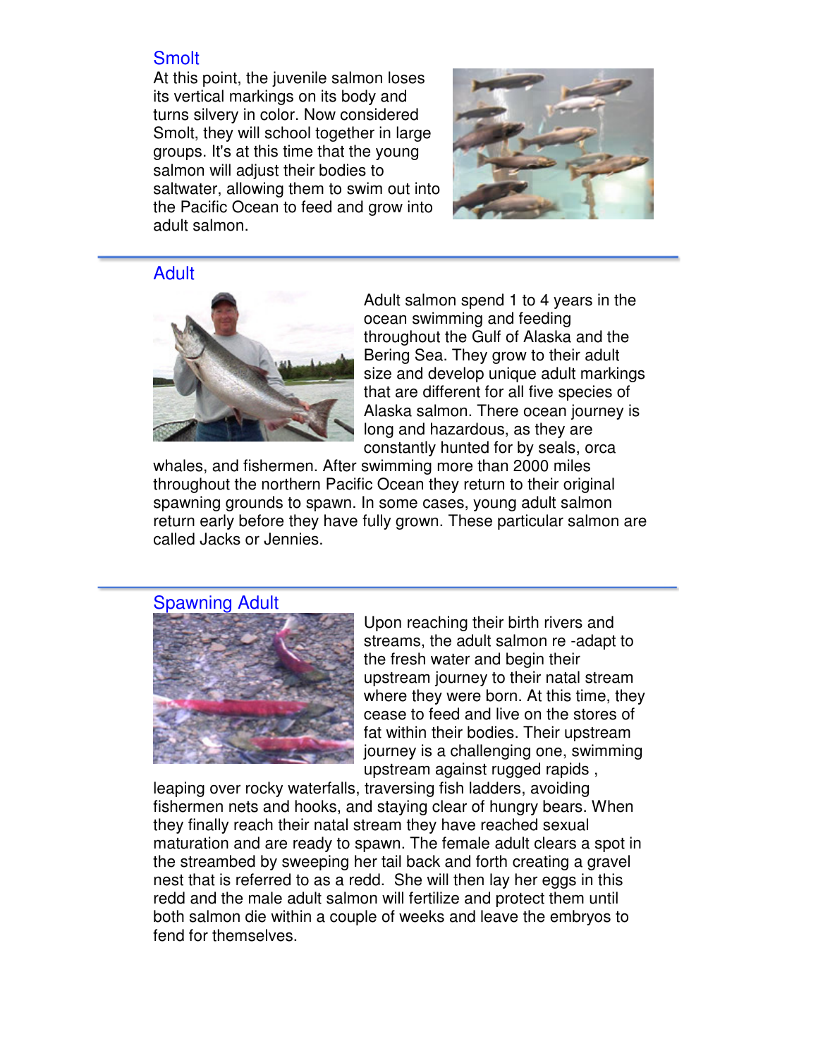## Smolt

At this point, the juvenile salmon loses its vertical markings on its body and turns silvery in color. Now considered Smolt, they will school together in large groups. It's at this time that the young salmon will adjust their bodies to saltwater, allowing them to swim out into the Pacific Ocean to feed and grow into adult salmon.

---

## Adult

Adult salmon spend 1 to 4 years in the ocean swimming and feeding throughout the Gulf of Alaska and the Bering Sea. They grow to their adult size and develop unique adult markings that are different for all five species of Alaska salmon. There ocean journey is long and hazardous, as they are constantly hunted for by seals, orca whales, and fishermen. After swimming more than 2000 miles throughout the northern Pacific Ocean they return to their original spawning grounds to spawn. In some cases, young adult salmon return early before they have fully grown. These particular salmon are called Jacks or Jennies.

---

## Spawning Adult

Upon reaching their birth rivers and streams, the adult salmon re -adapt to the fresh water and begin their upstream journey to their natal stream where they were born. At this time, they cease to feed and live on the stores of fat within their bodies. Their upstream journey is a challenging one, swimming upstream against rugged rapids , leaping over rocky waterfalls, traversing fish ladders, avoiding fishermen nets and hooks, and staying clear of hungry bears. When they finally reach their natal stream they have reached sexual maturation and are ready to spawn. The female adult clears a spot in the streambed by sweeping her tail back and forth creating a gravel nest that is referred to as a redd. She will then lay her eggs in this redd and the male adult salmon will fertilize and protect them until both salmon die within a couple of weeks and leave the embryos to fend for themselves.